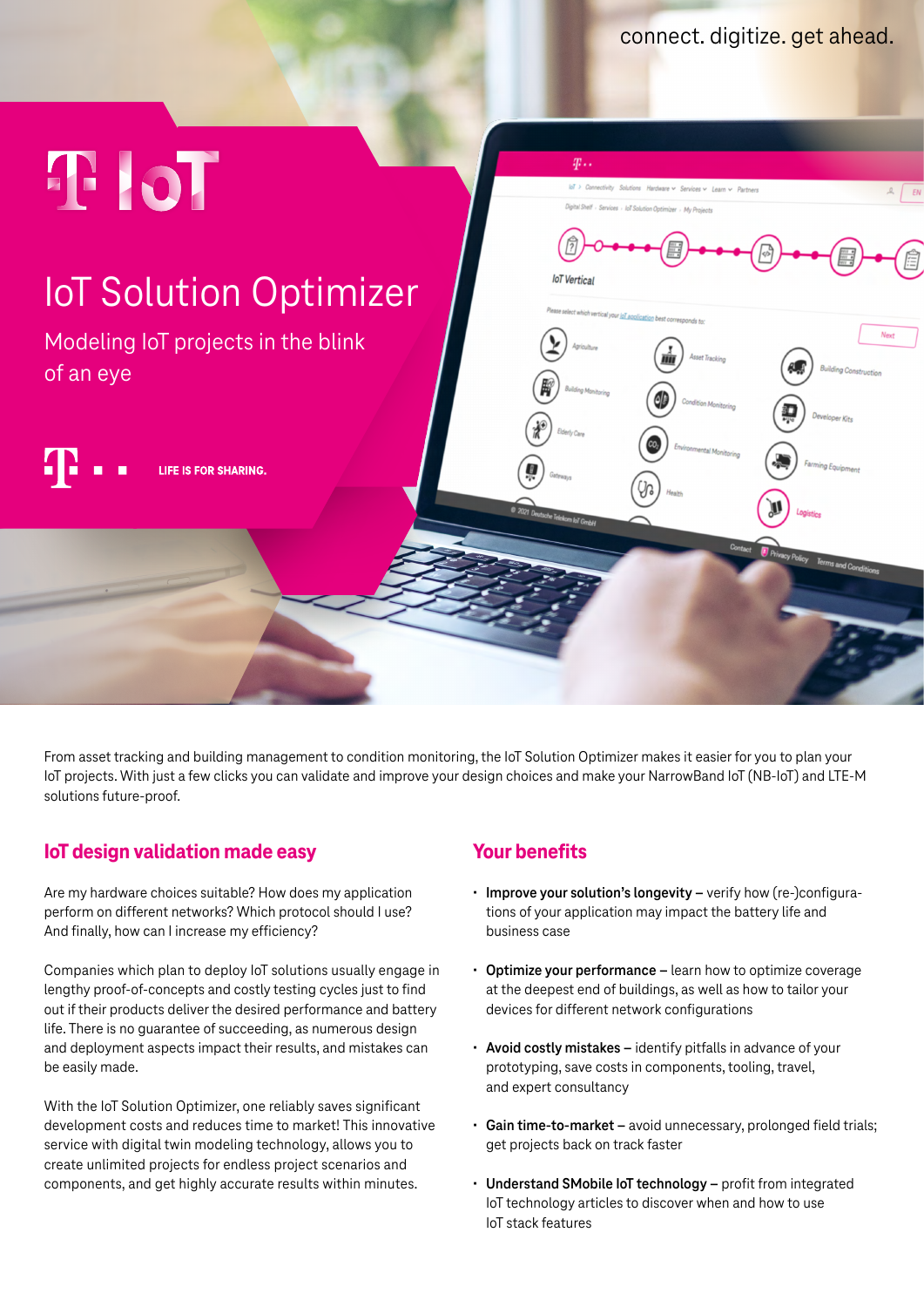connect. digitize. get ahead.

T IoT

# IoT Solution Optimizer

Modeling IoT projects in the blink of an eye

LIFE IS FOR SHARING.

From asset tracking and building management to condition monitoring, the IoT Solution Optimizer makes it easier for you to plan your IoT projects. With just a few clicks you can validate and improve your design choices and make your NarrowBand IoT (NB-IoT) and LTE-M solutions future-proof.

## IoT design validation made easy

Are my hardware choices suitable? How does my application perform on different networks? Which protocol should I use? And finally, how can I increase my efficiency?

Companies which plan to deploy IoT solutions usually engage in lengthy proof-of-concepts and costly testing cycles just to find out if their products deliver the desired performance and battery life. There is no guarantee of succeeding, as numerous design and deployment aspects impact their results, and mistakes can be easily made.

With the IoT Solution Optimizer, one reliably saves significant development costs and reduces time to market! This innovative service with digital twin modeling technology, allows you to create unlimited projects for endless project scenarios and components, and get highly accurate results within minutes.

## Your benefits

- **Improve your solution's longevity –** verify how (re-)configurations of your application may impact the battery life and business case
- **Optimize your performance –** learn how to optimize coverage at the deepest end of buildings, as well as how to tailor your devices for different network configurations
- **Avoid costly mistakes –** identify pitfalls in advance of your prototyping, save costs in components, tooling, travel, and expert consultancy
- **Gain time-to-market –** avoid unnecessary, prolonged field trials; get projects back on track faster
- **Understand SMobile IoT technology –** profit from integrated IoT technology articles to discover when and how to use IoT stack features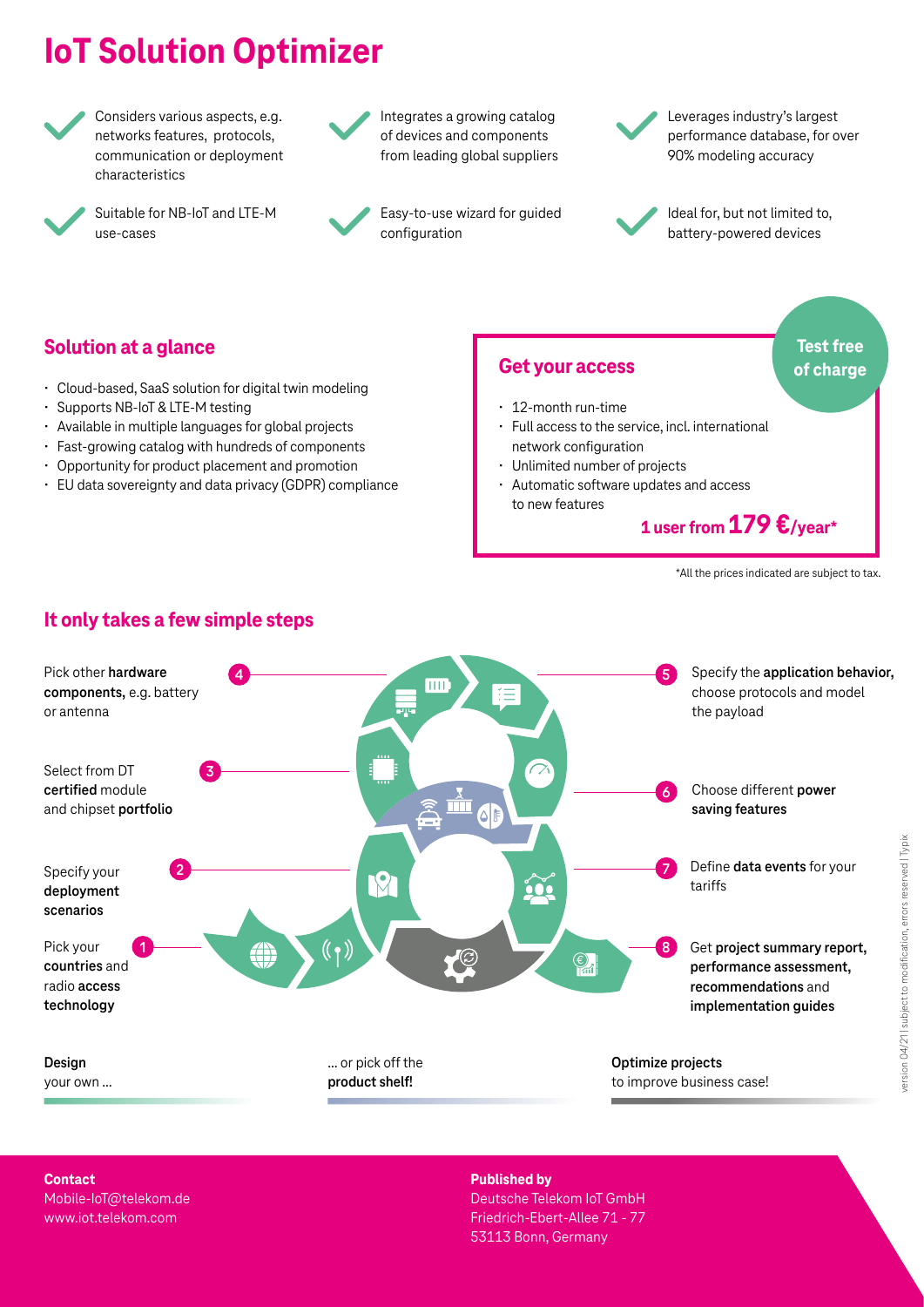# IoT Solution Optimizer

- Considers various aspects, e.g. networks features, protocols, communication or deployment characteristics
- Integrates a growing catalog of devices and components from leading global suppliers
- Leverages industry's largest performance database, for over 90% modeling accuracy
- Suitable for NB-IoT and LTE-M use-cases
- Easy-to-use wizard for guided configuration
- Ideal for, but not limited to, battery-powered devices

## Solution at a glance

- Cloud-based, SaaS solution for digital twin modeling
- Supports NB-IoT & LTE-M testing
- Available in multiple languages for global projects
- Fast-growing catalog with hundreds of components
- Opportunity for product placement and promotion
- EU data sovereignty and data privacy (GDPR) compliance

## Get your access

**Test free of charge**

- 12-month run-time
- Full access to the service, incl. international network configuration
- Unlimited number of projects
- Automatic software updates and access to new features

**1 user from 179 €/year***

*All the prices indicated are subject to tax.

## It only takes a few simple steps

1. Pick your **countries** and radio **access technology**
2. Specify your **deployment scenarios**
3. Select from DT **certified** module and chipset **portfolio**
4. Pick other **hardware components,** e.g. battery or antenna
5. Specify the **application behavior,** choose protocols and model the payload
6. Choose different **power saving features**
7. Define **data events** for your tariffs
8. Get **project summary report, performance assessment, recommendations** and **implementation guides**

**Design** your own ...

... or pick off the **product shelf!**

**Optimize projects** to improve business case!

version 04/21 | subject to modification, errors reserved | Typix

**Contact**
Mobile-IoT@telekom.de
www.iot.telekom.com

**Published by**
Deutsche Telekom IoT GmbH
Friedrich-Ebert-Allee 71 - 77
53113 Bonn, Germany